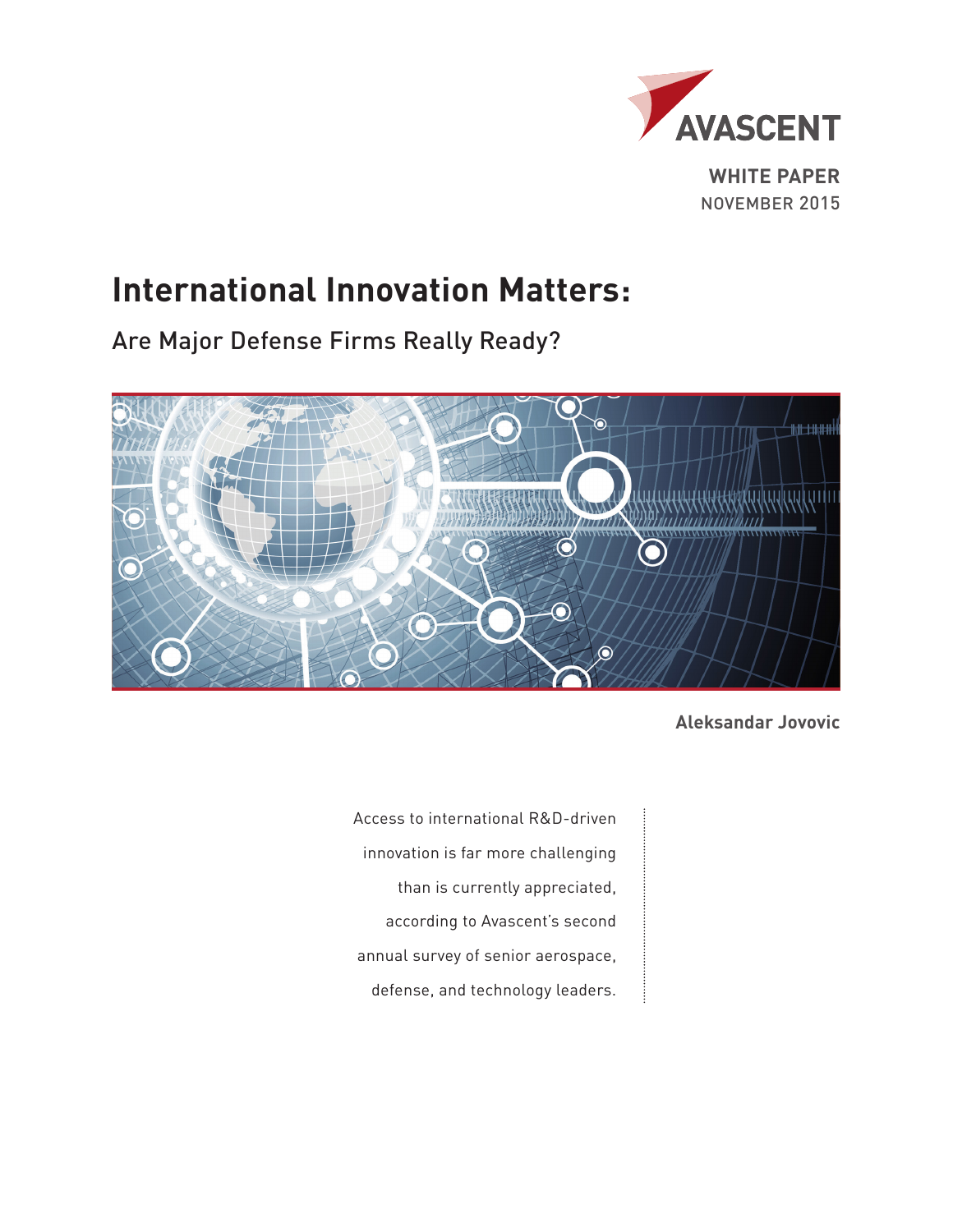AVASCENT

**WHITE PAPER**
NOVEMBER 2015

# International Innovation Matters:

## Are Major Defense Firms Really Ready?

**Aleksandar Jovovic**

Access to international R&D-driven innovation is far more challenging than is currently appreciated, according to Avascent's second annual survey of senior aerospace, defense, and technology leaders.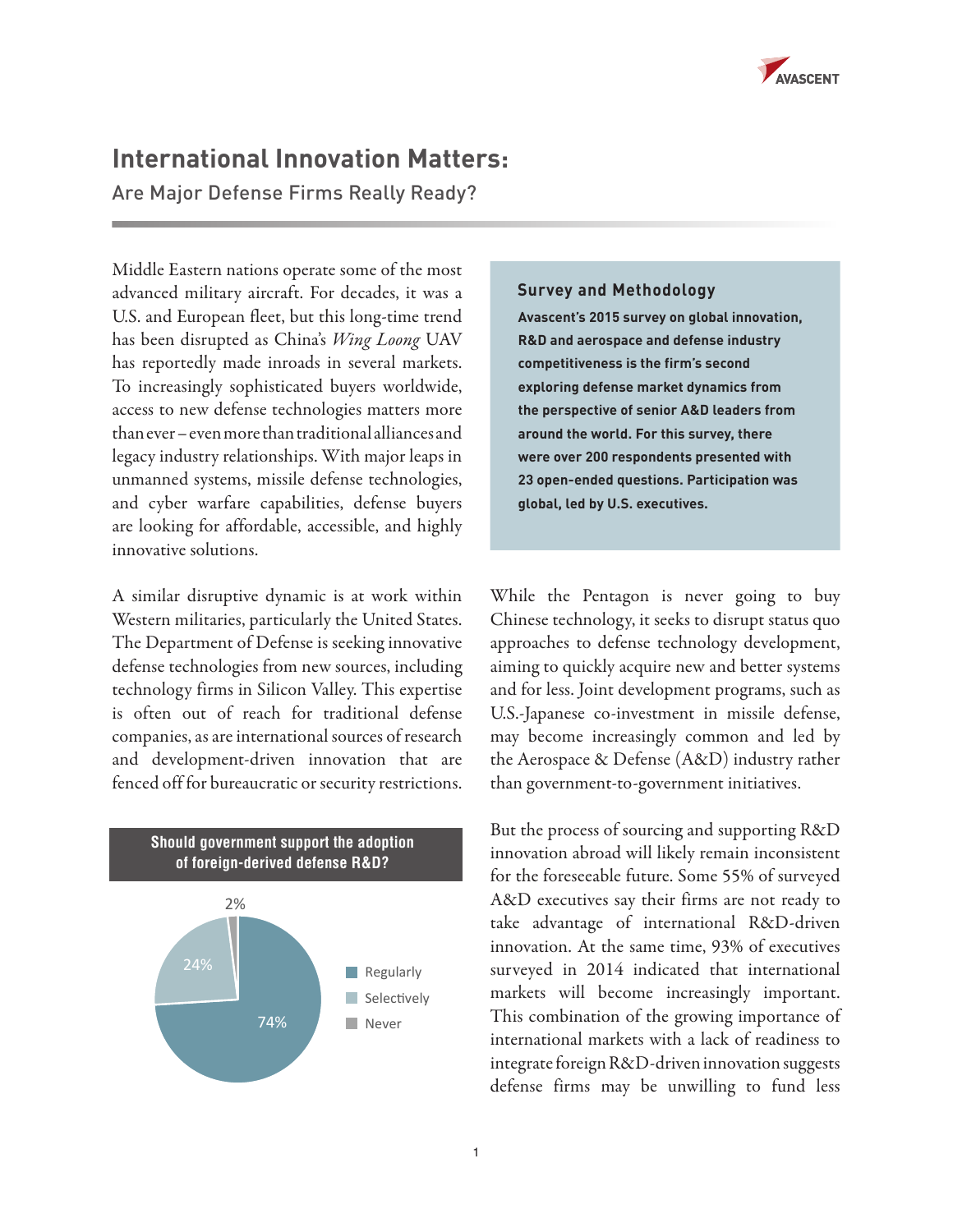# International Innovation Matters:

## Are Major Defense Firms Really Ready?

Middle Eastern nations operate some of the most advanced military aircraft. For decades, it was a U.S. and European fleet, but this long-time trend has been disrupted as China's *Wing Loong* UAV has reportedly made inroads in several markets. To increasingly sophisticated buyers worldwide, access to new defense technologies matters more than ever – even more than traditional alliances and legacy industry relationships. With major leaps in unmanned systems, missile defense technologies, and cyber warfare capabilities, defense buyers are looking for affordable, accessible, and highly innovative solutions.

A similar disruptive dynamic is at work within Western militaries, particularly the United States. The Department of Defense is seeking innovative defense technologies from new sources, including technology firms in Silicon Valley. This expertise is often out of reach for traditional defense companies, as are international sources of research and development-driven innovation that are fenced off for bureaucratic or security restrictions.

**Should government support the adoption of foreign-derived defense R&D?**

| Response | Share |
|---|---|
| Regularly | 74% |
| Selectively | 24% |
| Never | 2% |

### Survey and Methodology

**Avascent's 2015 survey on global innovation, R&D and aerospace and defense industry competitiveness is the firm's second exploring defense market dynamics from the perspective of senior A&D leaders from around the world. For this survey, there were over 200 respondents presented with 23 open-ended questions. Participation was global, led by U.S. executives.**

While the Pentagon is never going to buy Chinese technology, it seeks to disrupt status quo approaches to defense technology development, aiming to quickly acquire new and better systems and for less. Joint development programs, such as U.S.-Japanese co-investment in missile defense, may become increasingly common and led by the Aerospace & Defense (A&D) industry rather than government-to-government initiatives.

But the process of sourcing and supporting R&D innovation abroad will likely remain inconsistent for the foreseeable future. Some 55% of surveyed A&D executives say their firms are not ready to take advantage of international R&D-driven innovation. At the same time, 93% of executives surveyed in 2014 indicated that international markets will become increasingly important. This combination of the growing importance of international markets with a lack of readiness to integrate foreign R&D-driven innovation suggests defense firms may be unwilling to fund less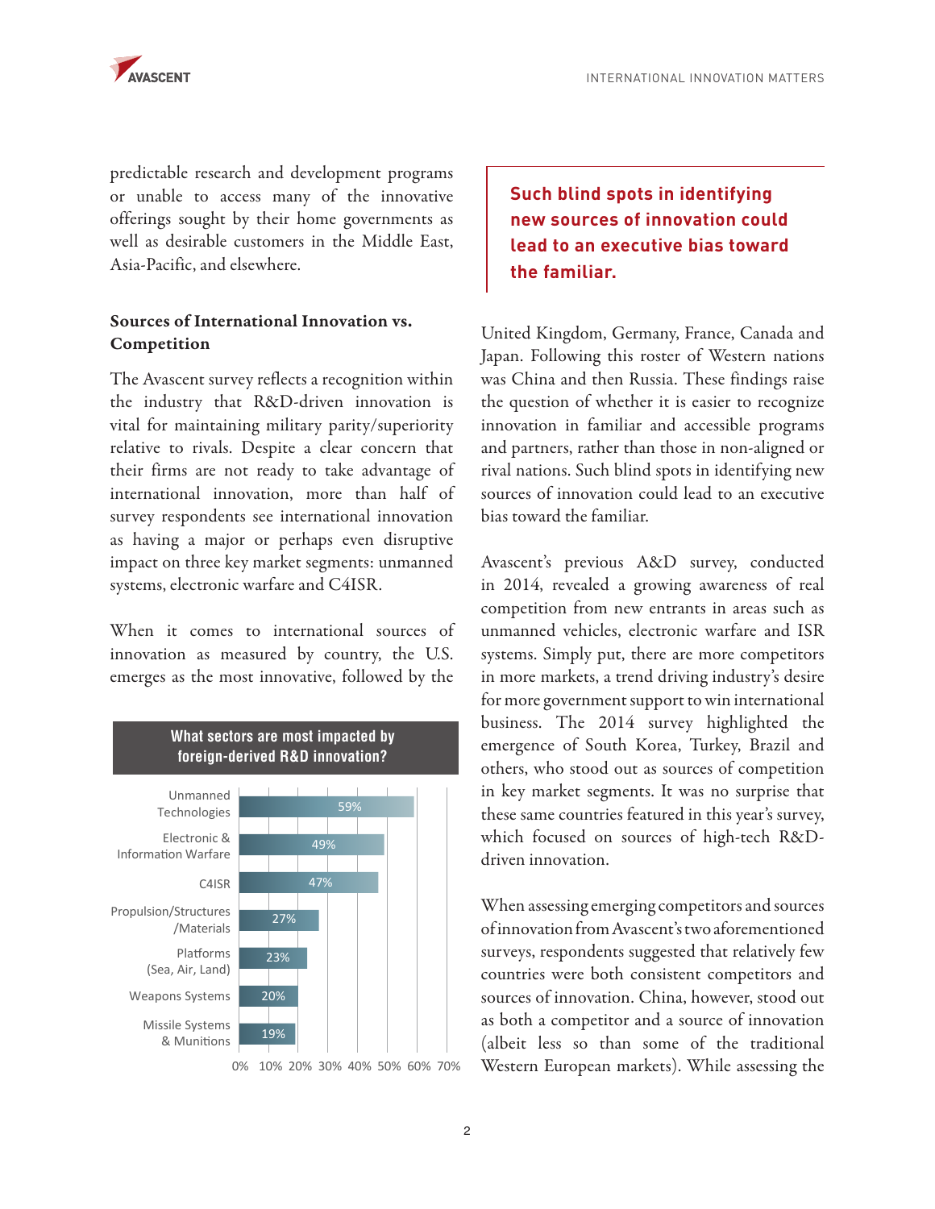predictable research and development programs or unable to access many of the innovative offerings sought by their home governments as well as desirable customers in the Middle East, Asia-Pacific, and elsewhere.

**Sources of International Innovation vs. Competition**

The Avascent survey reflects a recognition within the industry that R&D-driven innovation is vital for maintaining military parity/superiority relative to rivals. Despite a clear concern that their firms are not ready to take advantage of international innovation, more than half of survey respondents see international innovation as having a major or perhaps even disruptive impact on three key market segments: unmanned systems, electronic warfare and C4ISR.

When it comes to international sources of innovation as measured by country, the U.S. emerges as the most innovative, followed by the

**What sectors are most impacted by foreign-derived R&D innovation?**

| Sector | Percentage |
| --- | --- |
| Unmanned Technologies | 59% |
| Electronic & Information Warfare | 49% |
| C4ISR | 47% |
| Propulsion/Structures/Materials | 27% |
| Platforms (Sea, Air, Land) | 23% |
| Weapons Systems | 20% |
| Missile Systems & Munitions | 19% |

> **Such blind spots in identifying new sources of innovation could lead to an executive bias toward the familiar.**

United Kingdom, Germany, France, Canada and Japan. Following this roster of Western nations was China and then Russia. These findings raise the question of whether it is easier to recognize innovation in familiar and accessible programs and partners, rather than those in non-aligned or rival nations. Such blind spots in identifying new sources of innovation could lead to an executive bias toward the familiar.

Avascent's previous A&D survey, conducted in 2014, revealed a growing awareness of real competition from new entrants in areas such as unmanned vehicles, electronic warfare and ISR systems. Simply put, there are more competitors in more markets, a trend driving industry's desire for more government support to win international business. The 2014 survey highlighted the emergence of South Korea, Turkey, Brazil and others, who stood out as sources of competition in key market segments. It was no surprise that these same countries featured in this year's survey, which focused on sources of high-tech R&D-driven innovation.

When assessing emerging competitors and sources of innovation from Avascent's two aforementioned surveys, respondents suggested that relatively few countries were both consistent competitors and sources of innovation. China, however, stood out as both a competitor and a source of innovation (albeit less so than some of the traditional Western European markets). While assessing the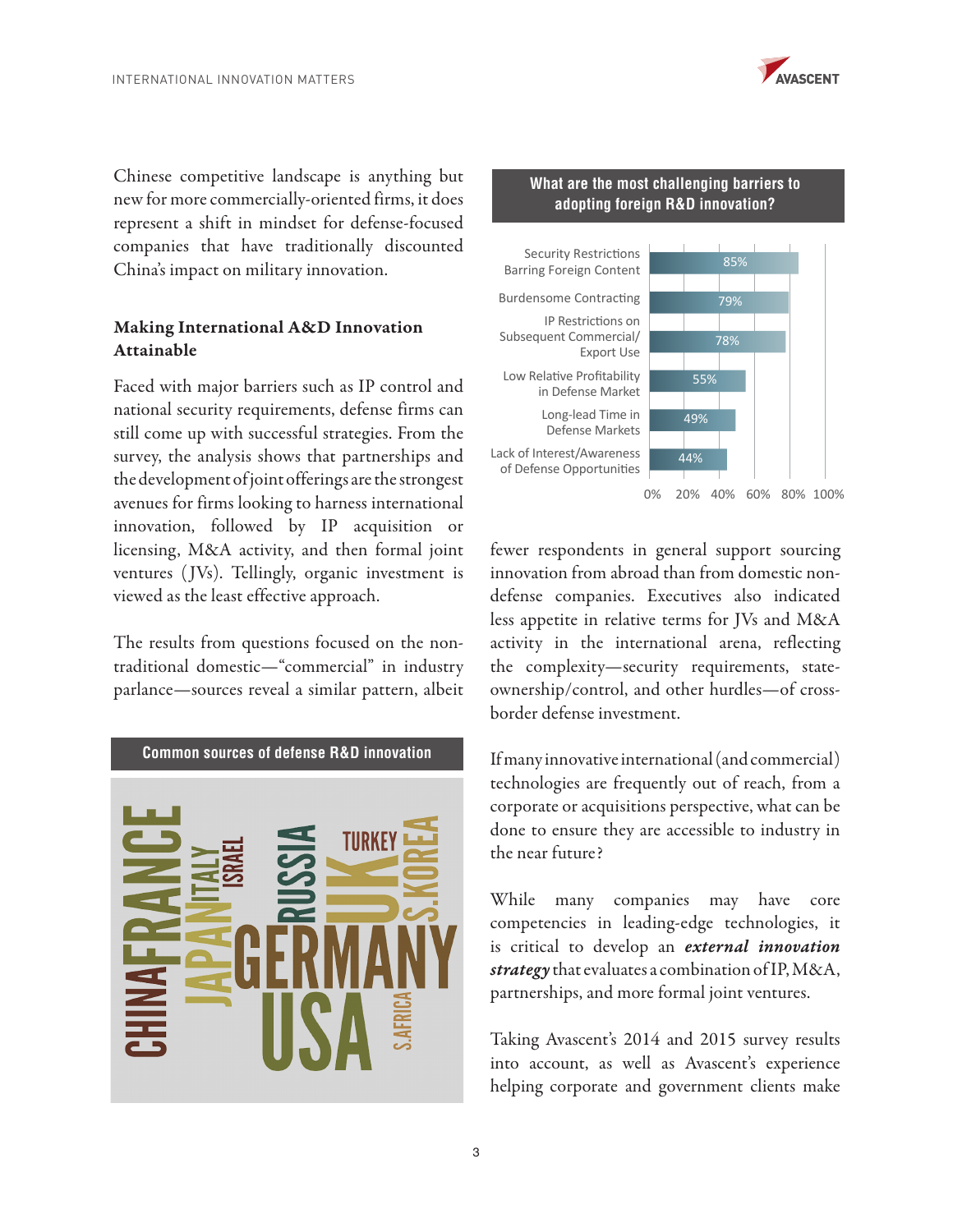Chinese competitive landscape is anything but new for more commercially-oriented firms, it does represent a shift in mindset for defense-focused companies that have traditionally discounted China's impact on military innovation.

## Making International A&D Innovation Attainable

Faced with major barriers such as IP control and national security requirements, defense firms can still come up with successful strategies. From the survey, the analysis shows that partnerships and the development of joint offerings are the strongest avenues for firms looking to harness international innovation, followed by IP acquisition or licensing, M&A activity, and then formal joint ventures (JVs). Tellingly, organic investment is viewed as the least effective approach.

The results from questions focused on the non-traditional domestic—"commercial" in industry parlance—sources reveal a similar pattern, albeit fewer respondents in general support sourcing innovation from abroad than from domestic non-defense companies. Executives also indicated less appetite in relative terms for JVs and M&A activity in the international arena, reflecting the complexity—security requirements, state-ownership/control, and other hurdles—of cross-border defense investment.

**Common sources of defense R&D innovation**

CHINA, FRANCE, JAPAN, ITALY, ISRAEL, RUSSIA, GERMANY, USA, TURKEY, UK, S.KOREA, S.AFRICA

**What are the most challenging barriers to adopting foreign R&D innovation?**

| Barrier | % |
|---|---|
| Security Restrictions Barring Foreign Content | 85% |
| Burdensome Contracting | 79% |
| IP Restrictions on Subsequent Commercial/Export Use | 78% |
| Low Relative Profitability in Defense Market | 55% |
| Long-lead Time in Defense Markets | 49% |
| Lack of Interest/Awareness of Defense Opportunities | 44% |

If many innovative international (and commercial) technologies are frequently out of reach, from a corporate or acquisitions perspective, what can be done to ensure they are accessible to industry in the near future?

While many companies may have core competencies in leading-edge technologies, it is critical to develop an ***external innovation strategy*** that evaluates a combination of IP, M&A, partnerships, and more formal joint ventures.

Taking Avascent's 2014 and 2015 survey results into account, as well as Avascent's experience helping corporate and government clients make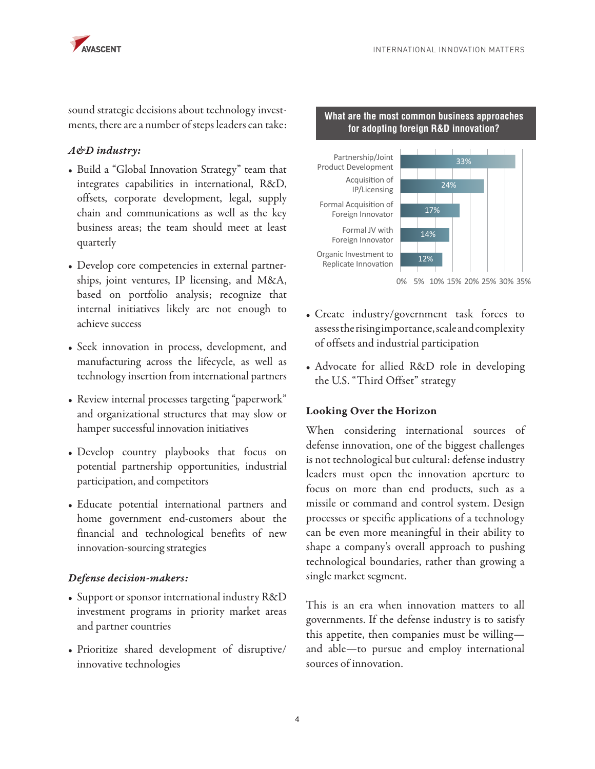sound strategic decisions about technology investments, there are a number of steps leaders can take:

***A&D industry:***

- Build a "Global Innovation Strategy" team that integrates capabilities in international, R&D, offsets, corporate development, legal, supply chain and communications as well as the key business areas; the team should meet at least quarterly
- Develop core competencies in external partnerships, joint ventures, IP licensing, and M&A, based on portfolio analysis; recognize that internal initiatives likely are not enough to achieve success
- Seek innovation in process, development, and manufacturing across the lifecycle, as well as technology insertion from international partners
- Review internal processes targeting "paperwork" and organizational structures that may slow or hamper successful innovation initiatives
- Develop country playbooks that focus on potential partnership opportunities, industrial participation, and competitors
- Educate potential international partners and home government end-customers about the financial and technological benefits of new innovation-sourcing strategies

***Defense decision-makers:***

- Support or sponsor international industry R&D investment programs in priority market areas and partner countries
- Prioritize shared development of disruptive/innovative technologies

**What are the most common business approaches for adopting foreign R&D innovation?**

| Approach | Share |
|---|---|
| Partnership/Joint Product Development | 33% |
| Acquisition of IP/Licensing | 24% |
| Formal Acquisition of Foreign Innovator | 17% |
| Formal JV with Foreign Innovator | 14% |
| Organic Investment to Replicate Innovation | 12% |

- Create industry/government task forces to assess the rising importance, scale and complexity of offsets and industrial participation
- Advocate for allied R&D role in developing the U.S. "Third Offset" strategy

## Looking Over the Horizon

When considering international sources of defense innovation, one of the biggest challenges is not technological but cultural: defense industry leaders must open the innovation aperture to focus on more than end products, such as a missile or command and control system. Design processes or specific applications of a technology can be even more meaningful in their ability to shape a company's overall approach to pushing technological boundaries, rather than growing a single market segment.

This is an era when innovation matters to all governments. If the defense industry is to satisfy this appetite, then companies must be willing—and able—to pursue and employ international sources of innovation.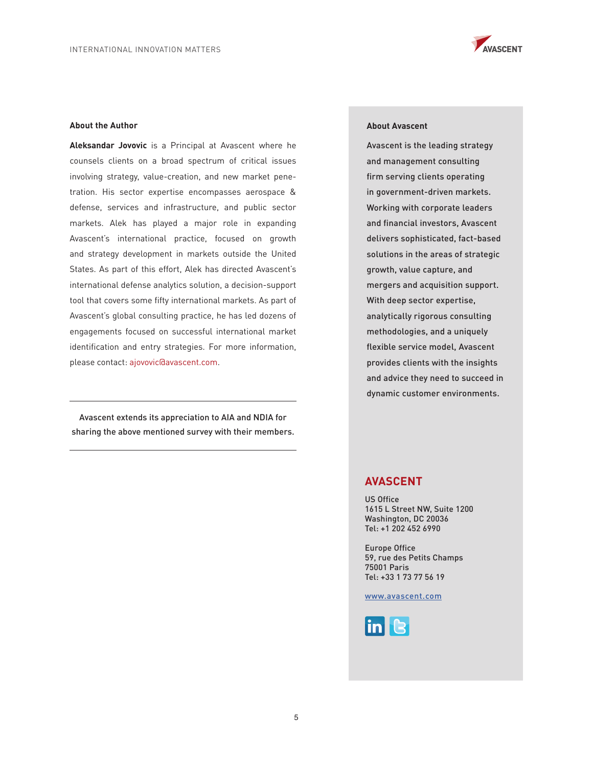## About the Author

**Aleksandar Jovovic** is a Principal at Avascent where he counsels clients on a broad spectrum of critical issues involving strategy, value-creation, and new market penetration. His sector expertise encompasses aerospace & defense, services and infrastructure, and public sector markets. Alek has played a major role in expanding Avascent's international practice, focused on growth and strategy development in markets outside the United States. As part of this effort, Alek has directed Avascent's international defense analytics solution, a decision-support tool that covers some fifty international markets. As part of Avascent's global consulting practice, he has led dozens of engagements focused on successful international market identification and entry strategies. For more information, please contact: ajovovic@avascent.com.

---

Avascent extends its appreciation to AIA and NDIA for sharing the above mentioned survey with their members.

---

## About Avascent

Avascent is the leading strategy and management consulting firm serving clients operating in government-driven markets. Working with corporate leaders and financial investors, Avascent delivers sophisticated, fact-based solutions in the areas of strategic growth, value capture, and mergers and acquisition support. With deep sector expertise, analytically rigorous consulting methodologies, and a uniquely flexible service model, Avascent provides clients with the insights and advice they need to succeed in dynamic customer environments.

## AVASCENT

US Office
1615 L Street NW, Suite 1200
Washington, DC 20036
Tel: +1 202 452 6990

Europe Office
59, rue des Petits Champs
75001 Paris
Tel: +33 1 73 77 56 19

www.avascent.com